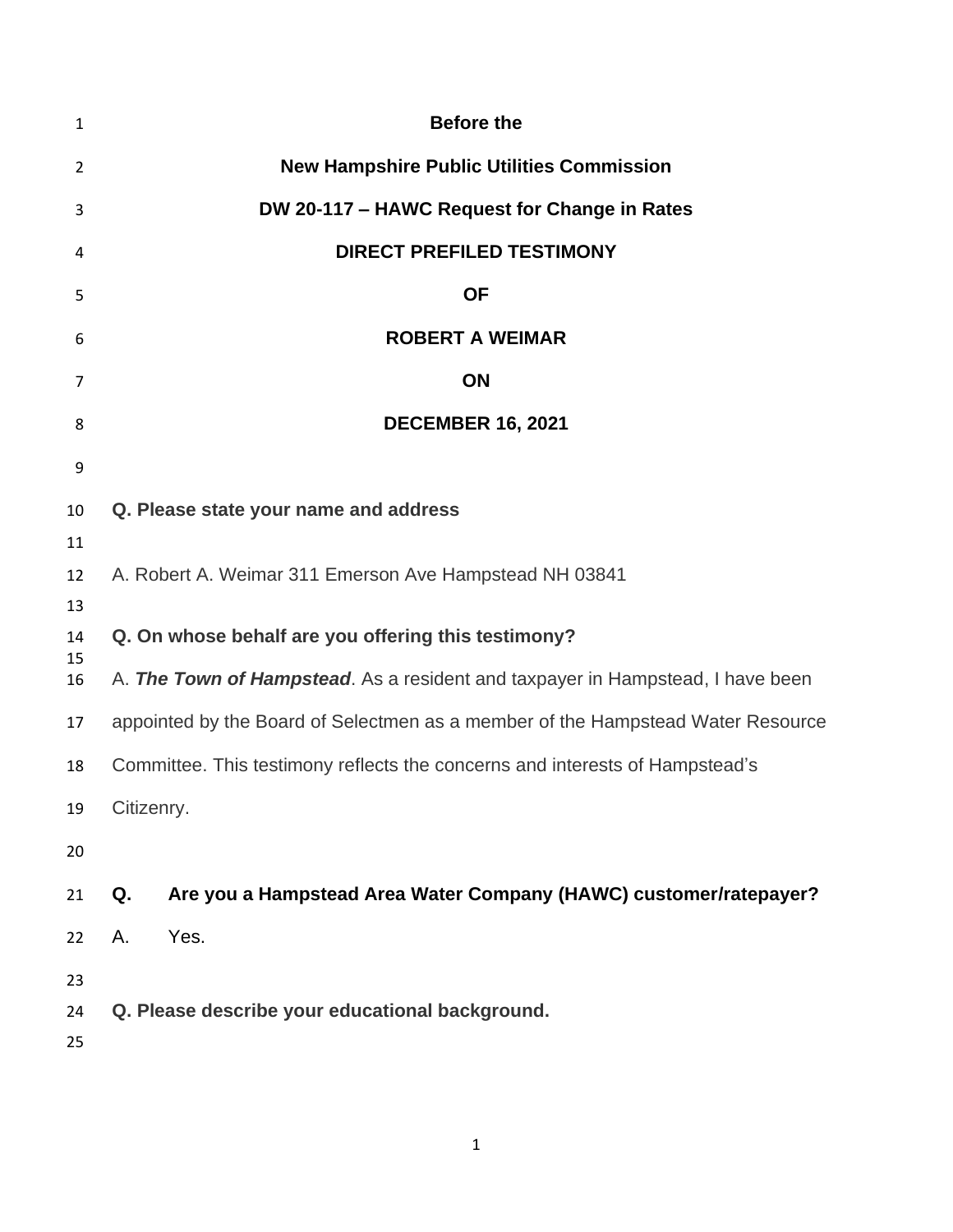**Before the**

**New Hampshire Public Utilities Commission**

**DW 20-117 – HAWC Request for Change in Rates**

**DIRECT PREFILED TESTIMONY**

**OF**

**ROBERT A WEIMAR**

**ON**

**DECEMBER 16, 2021**

**Q. Please state your name and address**

A. Robert A. Weimar 311 Emerson Ave Hampstead NH 03841

**Q. On whose behalf are you offering this testimony?**

A. ***The Town of Hampstead***. As a resident and taxpayer in Hampstead, I have been appointed by the Board of Selectmen as a member of the Hampstead Water Resource Committee. This testimony reflects the concerns and interests of Hampstead's Citizenry.

**Q. Are you a Hampstead Area Water Company (HAWC) customer/ratepayer?**

A. Yes.

**Q. Please describe your educational background.**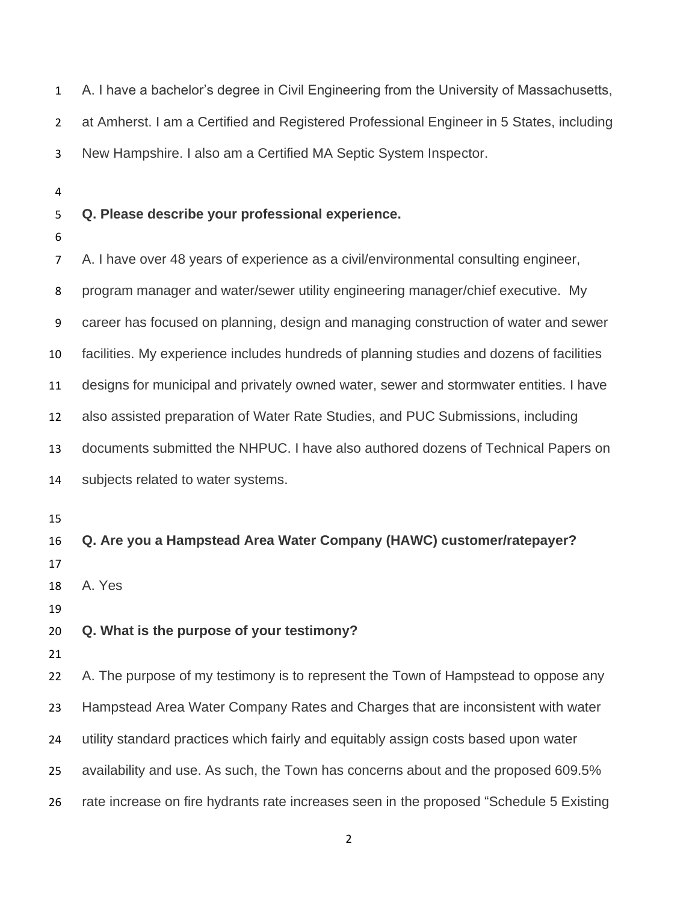A. I have a bachelor's degree in Civil Engineering from the University of Massachusetts, at Amherst. I am a Certified and Registered Professional Engineer in 5 States, including New Hampshire. I also am a Certified MA Septic System Inspector.

**Q. Please describe your professional experience.**

A. I have over 48 years of experience as a civil/environmental consulting engineer, program manager and water/sewer utility engineering manager/chief executive. My career has focused on planning, design and managing construction of water and sewer facilities. My experience includes hundreds of planning studies and dozens of facilities designs for municipal and privately owned water, sewer and stormwater entities. I have also assisted preparation of Water Rate Studies, and PUC Submissions, including documents submitted the NHPUC. I have also authored dozens of Technical Papers on subjects related to water systems.

**Q. Are you a Hampstead Area Water Company (HAWC) customer/ratepayer?**

A. Yes

**Q. What is the purpose of your testimony?**

A. The purpose of my testimony is to represent the Town of Hampstead to oppose any Hampstead Area Water Company Rates and Charges that are inconsistent with water utility standard practices which fairly and equitably assign costs based upon water availability and use. As such, the Town has concerns about and the proposed 609.5% rate increase on fire hydrants rate increases seen in the proposed "Schedule 5 Existing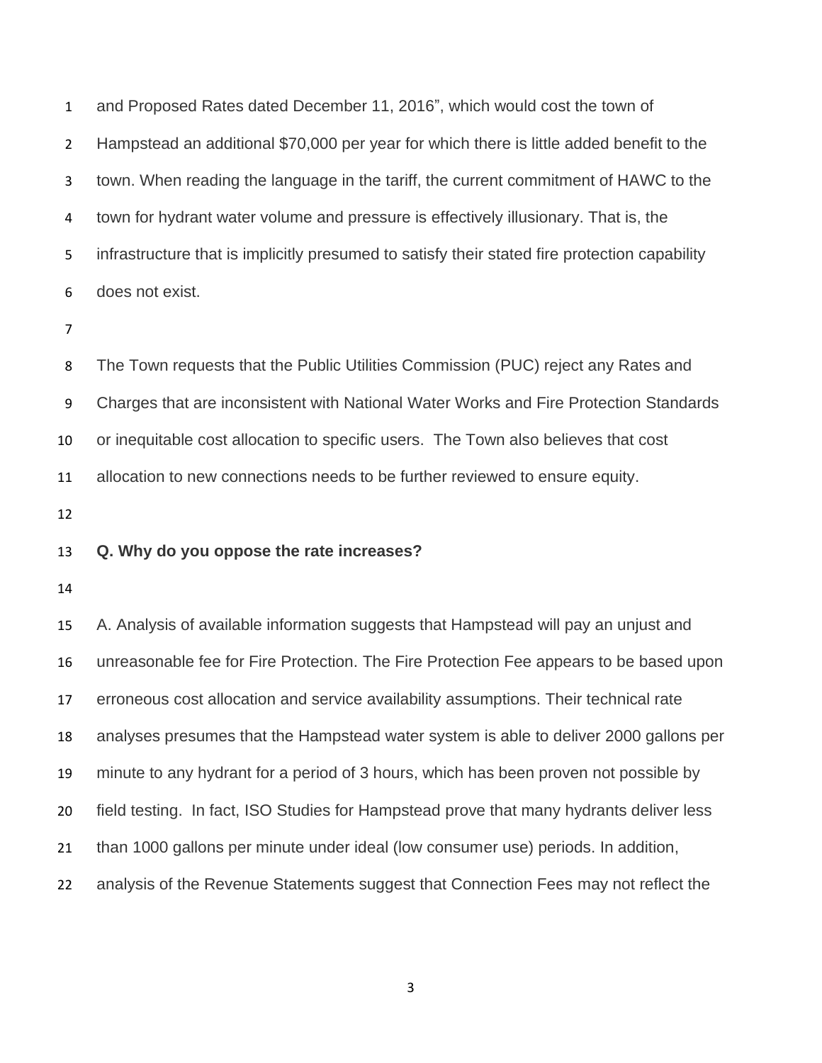and Proposed Rates dated December 11, 2016", which would cost the town of Hampstead an additional $70,000 per year for which there is little added benefit to the town. When reading the language in the tariff, the current commitment of HAWC to the town for hydrant water volume and pressure is effectively illusionary. That is, the infrastructure that is implicitly presumed to satisfy their stated fire protection capability does not exist.

The Town requests that the Public Utilities Commission (PUC) reject any Rates and Charges that are inconsistent with National Water Works and Fire Protection Standards or inequitable cost allocation to specific users. The Town also believes that cost allocation to new connections needs to be further reviewed to ensure equity.

**Q. Why do you oppose the rate increases?**

A. Analysis of available information suggests that Hampstead will pay an unjust and unreasonable fee for Fire Protection. The Fire Protection Fee appears to be based upon erroneous cost allocation and service availability assumptions. Their technical rate analyses presumes that the Hampstead water system is able to deliver 2000 gallons per minute to any hydrant for a period of 3 hours, which has been proven not possible by field testing. In fact, ISO Studies for Hampstead prove that many hydrants deliver less than 1000 gallons per minute under ideal (low consumer use) periods. In addition, analysis of the Revenue Statements suggest that Connection Fees may not reflect the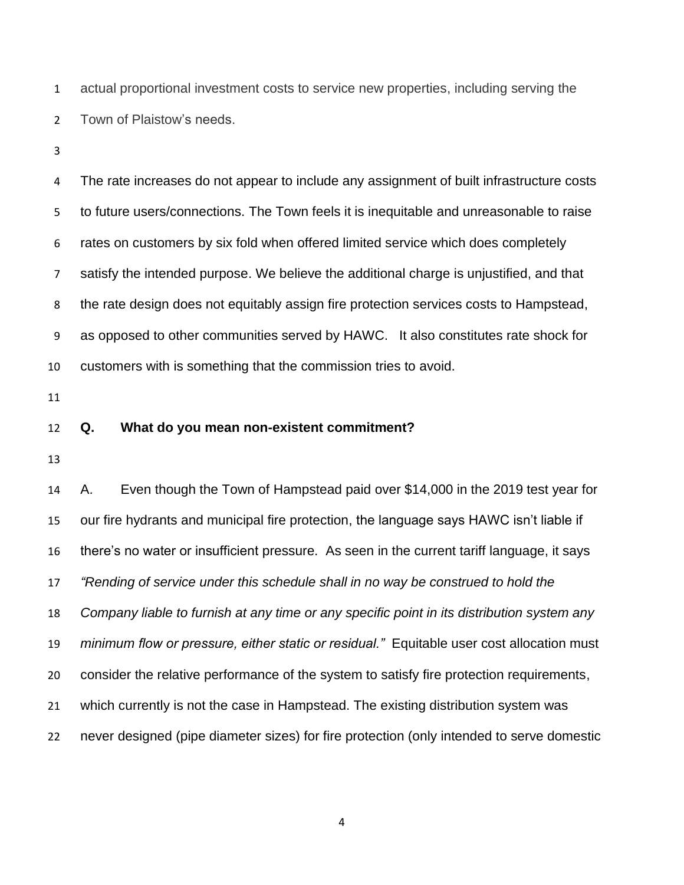actual proportional investment costs to service new properties, including serving the Town of Plaistow's needs.

The rate increases do not appear to include any assignment of built infrastructure costs to future users/connections. The Town feels it is inequitable and unreasonable to raise rates on customers by six fold when offered limited service which does completely satisfy the intended purpose. We believe the additional charge is unjustified, and that the rate design does not equitably assign fire protection services costs to Hampstead, as opposed to other communities served by HAWC. It also constitutes rate shock for customers with is something that the commission tries to avoid.

**Q. What do you mean non-existent commitment?**

A. Even though the Town of Hampstead paid over $14,000 in the 2019 test year for our fire hydrants and municipal fire protection, the language says HAWC isn't liable if there's no water or insufficient pressure. As seen in the current tariff language, it says *"Rending of service under this schedule shall in no way be construed to hold the Company liable to furnish at any time or any specific point in its distribution system any minimum flow or pressure, either static or residual."* Equitable user cost allocation must consider the relative performance of the system to satisfy fire protection requirements, which currently is not the case in Hampstead. The existing distribution system was never designed (pipe diameter sizes) for fire protection (only intended to serve domestic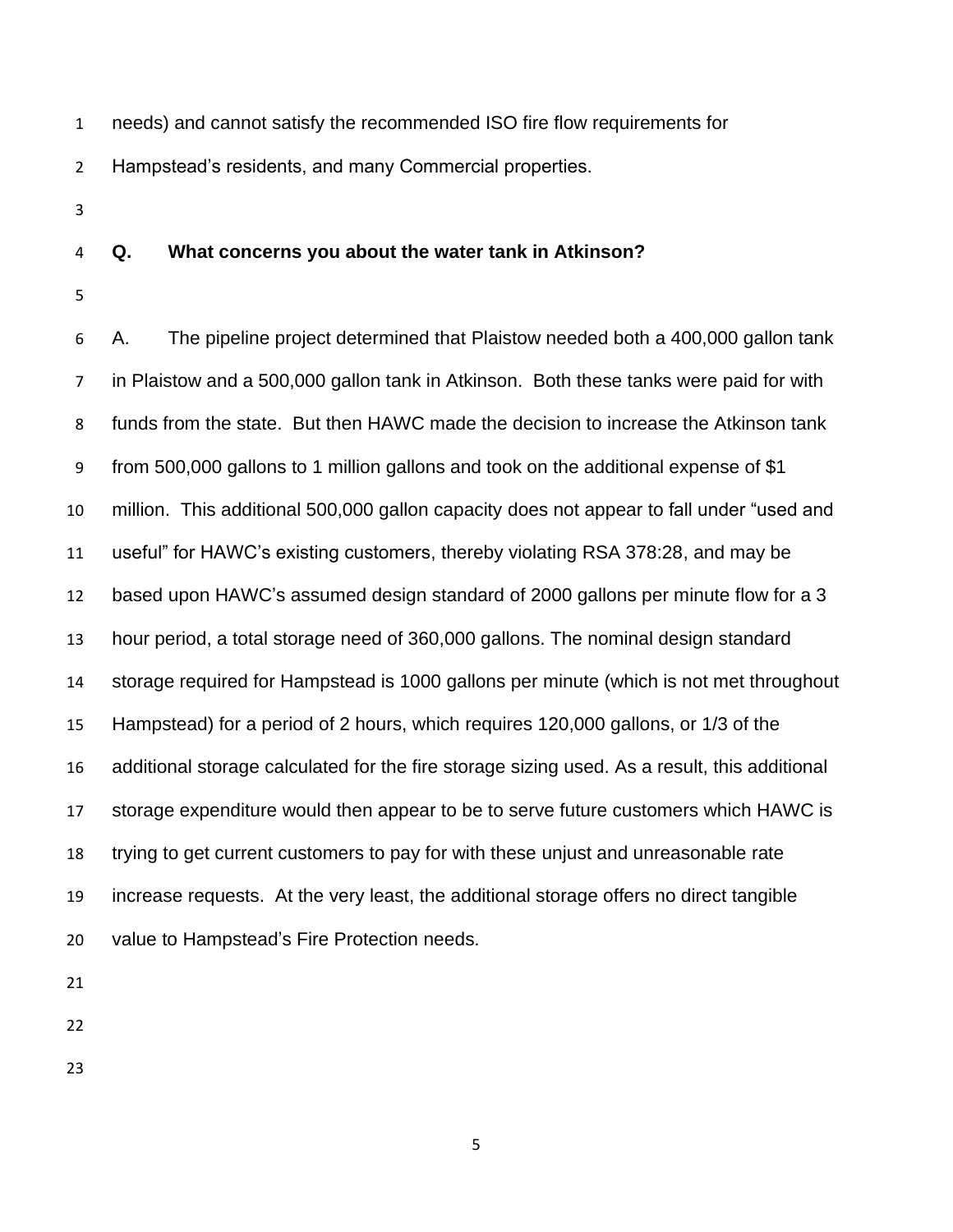needs) and cannot satisfy the recommended ISO fire flow requirements for Hampstead's residents, and many Commercial properties.

**Q. What concerns you about the water tank in Atkinson?**

A. The pipeline project determined that Plaistow needed both a 400,000 gallon tank in Plaistow and a 500,000 gallon tank in Atkinson. Both these tanks were paid for with funds from the state. But then HAWC made the decision to increase the Atkinson tank from 500,000 gallons to 1 million gallons and took on the additional expense of $1 million. This additional 500,000 gallon capacity does not appear to fall under "used and useful" for HAWC's existing customers, thereby violating RSA 378:28, and may be based upon HAWC's assumed design standard of 2000 gallons per minute flow for a 3 hour period, a total storage need of 360,000 gallons. The nominal design standard storage required for Hampstead is 1000 gallons per minute (which is not met throughout Hampstead) for a period of 2 hours, which requires 120,000 gallons, or 1/3 of the additional storage calculated for the fire storage sizing used. As a result, this additional storage expenditure would then appear to be to serve future customers which HAWC is trying to get current customers to pay for with these unjust and unreasonable rate increase requests. At the very least, the additional storage offers no direct tangible value to Hampstead's Fire Protection needs.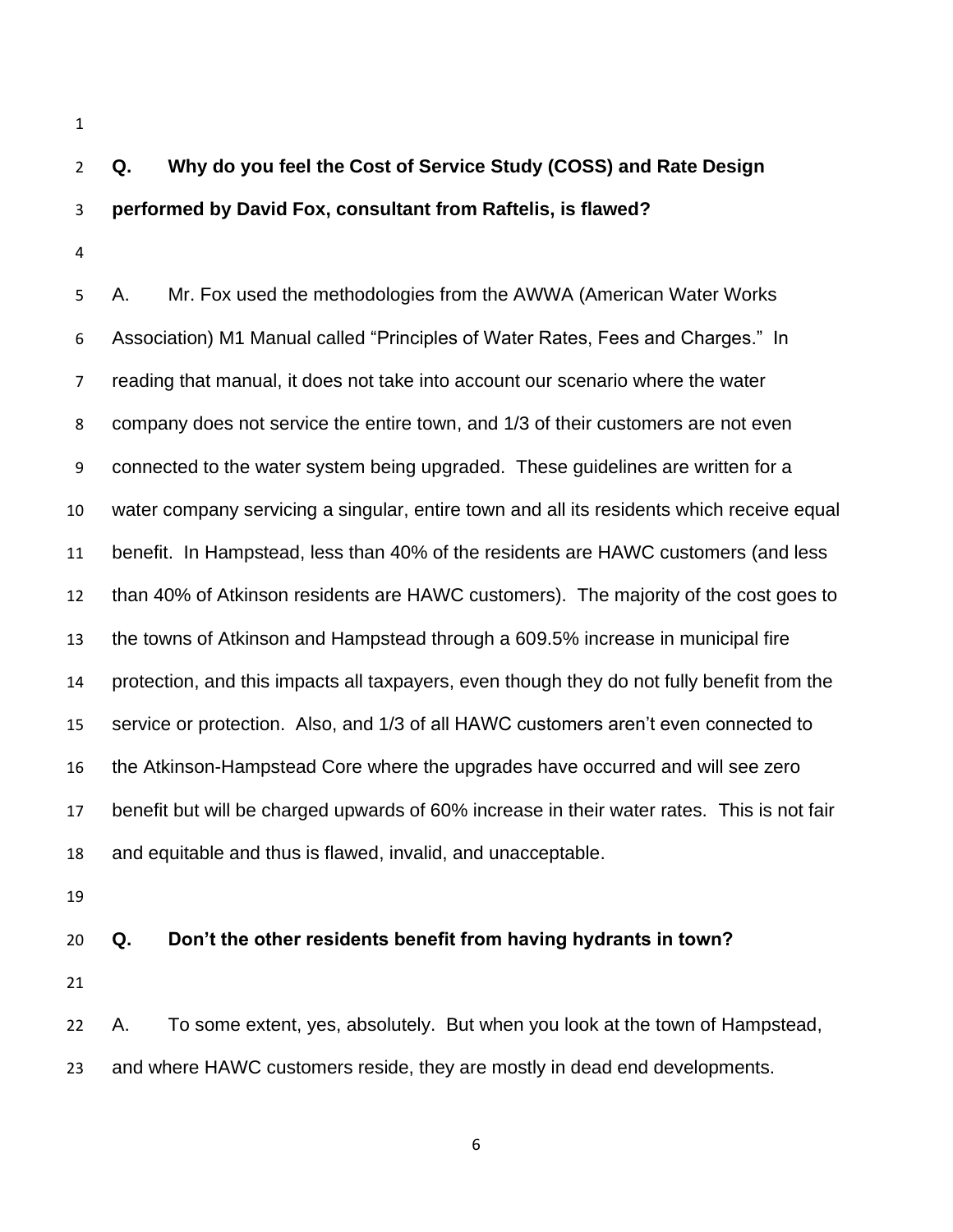**Q. Why do you feel the Cost of Service Study (COSS) and Rate Design performed by David Fox, consultant from Raftelis, is flawed?**

A. Mr. Fox used the methodologies from the AWWA (American Water Works Association) M1 Manual called "Principles of Water Rates, Fees and Charges." In reading that manual, it does not take into account our scenario where the water company does not service the entire town, and 1/3 of their customers are not even connected to the water system being upgraded. These guidelines are written for a water company servicing a singular, entire town and all its residents which receive equal benefit. In Hampstead, less than 40% of the residents are HAWC customers (and less than 40% of Atkinson residents are HAWC customers). The majority of the cost goes to the towns of Atkinson and Hampstead through a 609.5% increase in municipal fire protection, and this impacts all taxpayers, even though they do not fully benefit from the service or protection. Also, and 1/3 of all HAWC customers aren't even connected to the Atkinson-Hampstead Core where the upgrades have occurred and will see zero benefit but will be charged upwards of 60% increase in their water rates. This is not fair and equitable and thus is flawed, invalid, and unacceptable.

**Q. Don't the other residents benefit from having hydrants in town?**

A. To some extent, yes, absolutely. But when you look at the town of Hampstead, and where HAWC customers reside, they are mostly in dead end developments.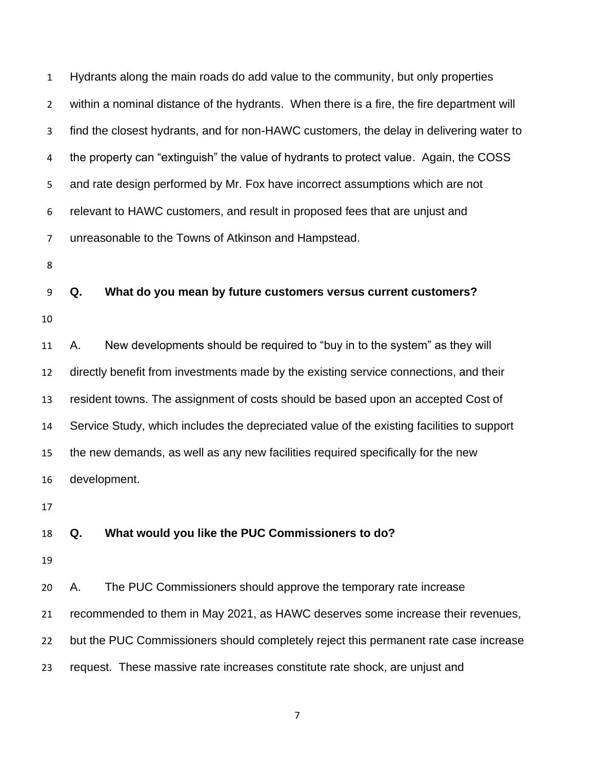Hydrants along the main roads do add value to the community, but only properties within a nominal distance of the hydrants. When there is a fire, the fire department will find the closest hydrants, and for non-HAWC customers, the delay in delivering water to the property can "extinguish" the value of hydrants to protect value. Again, the COSS and rate design performed by Mr. Fox have incorrect assumptions which are not relevant to HAWC customers, and result in proposed fees that are unjust and unreasonable to the Towns of Atkinson and Hampstead.

**Q. What do you mean by future customers versus current customers?**

A. New developments should be required to "buy in to the system" as they will directly benefit from investments made by the existing service connections, and their resident towns. The assignment of costs should be based upon an accepted Cost of Service Study, which includes the depreciated value of the existing facilities to support the new demands, as well as any new facilities required specifically for the new development.

**Q. What would you like the PUC Commissioners to do?**

A. The PUC Commissioners should approve the temporary rate increase recommended to them in May 2021, as HAWC deserves some increase their revenues, but the PUC Commissioners should completely reject this permanent rate case increase request. These massive rate increases constitute rate shock, are unjust and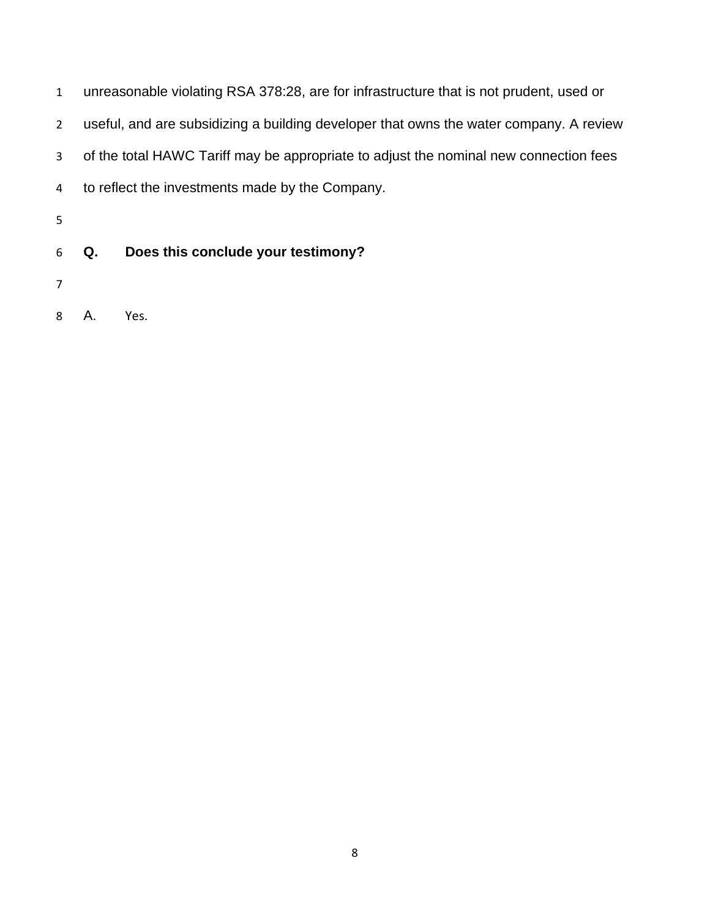unreasonable violating RSA 378:28, are for infrastructure that is not prudent, used or useful, and are subsidizing a building developer that owns the water company. A review of the total HAWC Tariff may be appropriate to adjust the nominal new connection fees to reflect the investments made by the Company.

**Q. Does this conclude your testimony?**

A. Yes.